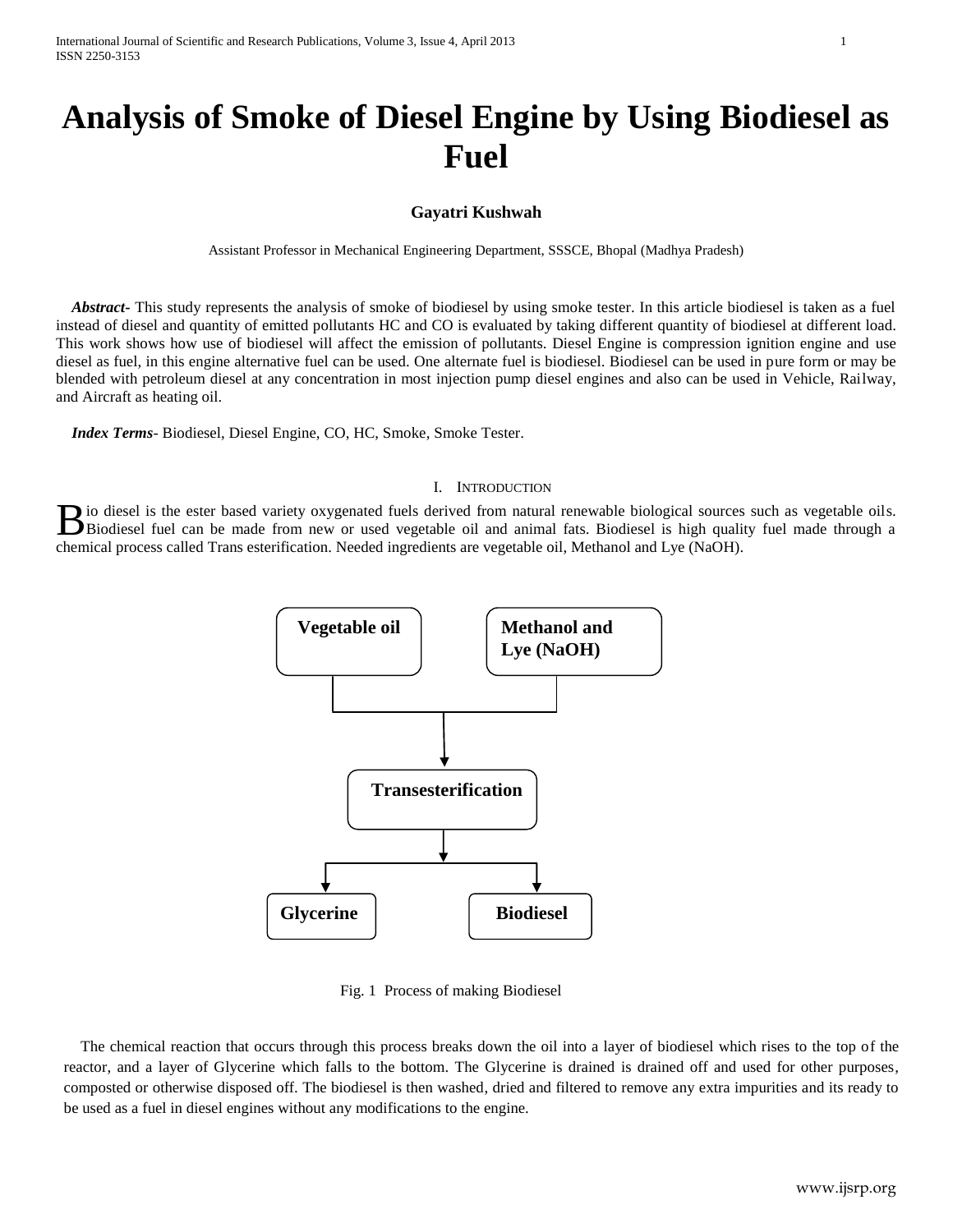// Analysis of Smoke of Diesel Engine by Using Biodiesel as Fuel

**Gayatri Kushwah**

Assistant Professor in Mechanical Engineering Department, SSSCE, Bhopal (Madhya Pradesh)

***Abstract-*** This study represents the analysis of smoke of biodiesel by using smoke tester. In this article biodiesel is taken as a fuel instead of diesel and quantity of emitted pollutants HC and CO is evaluated by taking different quantity of biodiesel at different load. This work shows how use of biodiesel will affect the emission of pollutants. Diesel Engine is compression ignition engine and use diesel as fuel, in this engine alternative fuel can be used. One alternate fuel is biodiesel. Biodiesel can be used in pure form or may be blended with petroleum diesel at any concentration in most injection pump diesel engines and also can be used in Vehicle, Railway, and Aircraft as heating oil.

***Index Terms***- Biodiesel, Diesel Engine, CO, HC, Smoke, Smoke Tester.

## I. Introduction

Bio diesel is the ester based variety oxygenated fuels derived from natural renewable biological sources such as vegetable oils. Biodiesel fuel can be made from new or used vegetable oil and animal fats. Biodiesel is high quality fuel made through a chemical process called Trans esterification. Needed ingredients are vegetable oil, Methanol and Lye (NaOH).

**Vegetable oil** | **Methanol and Lye (NaOH)**

↓

**Transesterification**

↓

**Glycerine** | **Biodiesel**

Fig. 1 Process of making Biodiesel

The chemical reaction that occurs through this process breaks down the oil into a layer of biodiesel which rises to the top of the reactor, and a layer of Glycerine which falls to the bottom. The Glycerine is drained is drained off and used for other purposes, composted or otherwise disposed off. The biodiesel is then washed, dried and filtered to remove any extra impurities and its ready to be used as a fuel in diesel engines without any modifications to the engine.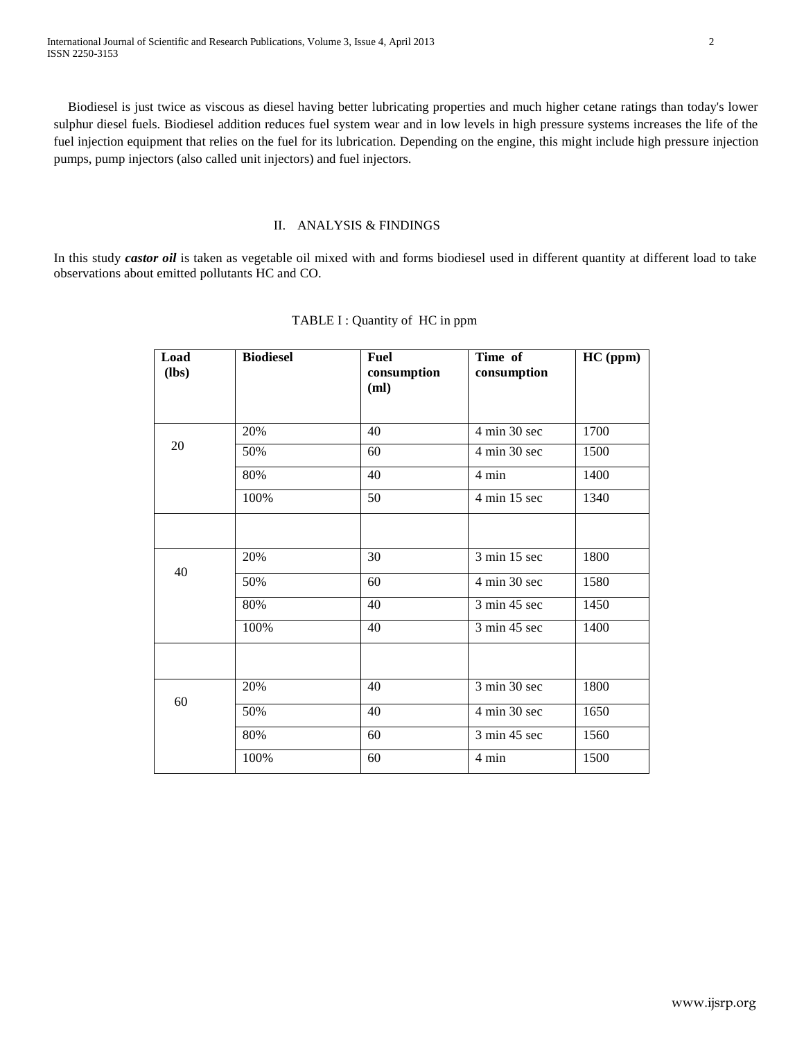Biodiesel is just twice as viscous as diesel having better lubricating properties and much higher cetane ratings than today's lower sulphur diesel fuels. Biodiesel addition reduces fuel system wear and in low levels in high pressure systems increases the life of the fuel injection equipment that relies on the fuel for its lubrication. Depending on the engine, this might include high pressure injection pumps, pump injectors (also called unit injectors) and fuel injectors.

## II. ANALYSIS & FINDINGS

In this study ***castor oil*** is taken as vegetable oil mixed with and forms biodiesel used in different quantity at different load to take observations about emitted pollutants HC and CO.

TABLE I : Quantity of HC in ppm

| Load (lbs) | Biodiesel | Fuel consumption (ml) | Time of consumption | HC (ppm) |
|---|---|---|---|---|
| 20 | 20% | 40 | 4 min 30 sec | 1700 |
| | 50% | 60 | 4 min 30 sec | 1500 |
| | 80% | 40 | 4 min | 1400 |
| | 100% | 50 | 4 min 15 sec | 1340 |
| | | | | |
| 40 | 20% | 30 | 3 min 15 sec | 1800 |
| | 50% | 60 | 4 min 30 sec | 1580 |
| | 80% | 40 | 3 min 45 sec | 1450 |
| | 100% | 40 | 3 min 45 sec | 1400 |
| | | | | |
| 60 | 20% | 40 | 3 min 30 sec | 1800 |
| | 50% | 40 | 4 min 30 sec | 1650 |
| | 80% | 60 | 3 min 45 sec | 1560 |
| | 100% | 60 | 4 min | 1500 |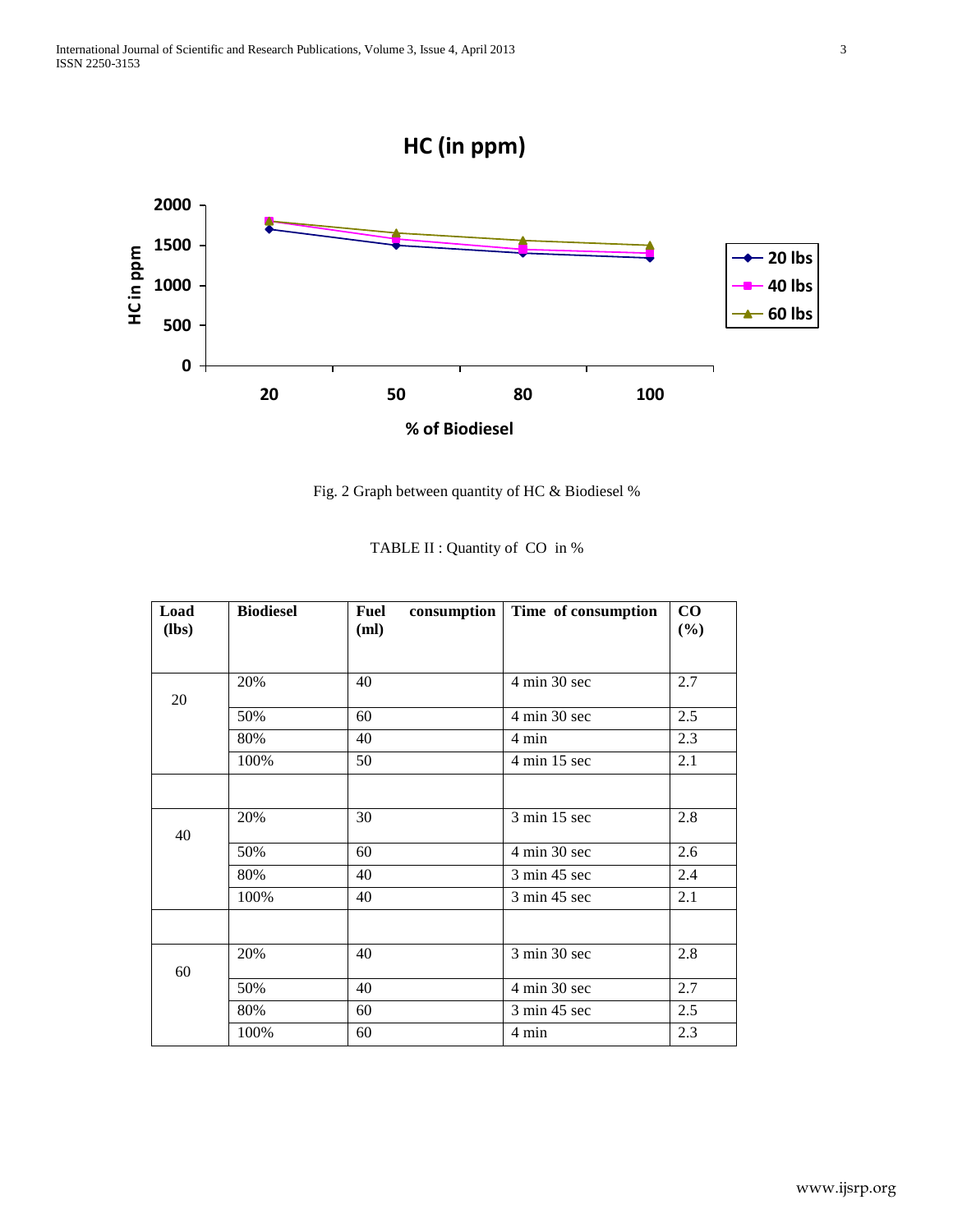Fig. 2 Graph between quantity of HC & Biodiesel %

TABLE II : Quantity of CO in %

| Load (lbs) | Biodiesel | Fuel consumption (ml) | Time of consumption | CO (%) |
|---|---|---|---|---|
| 20 | 20% | 40 | 4 min 30 sec | 2.7 |
| | 50% | 60 | 4 min 30 sec | 2.5 |
| | 80% | 40 | 4 min | 2.3 |
| | 100% | 50 | 4 min 15 sec | 2.1 |
| | | | | |
| 40 | 20% | 30 | 3 min 15 sec | 2.8 |
| | 50% | 60 | 4 min 30 sec | 2.6 |
| | 80% | 40 | 3 min 45 sec | 2.4 |
| | 100% | 40 | 3 min 45 sec | 2.1 |
| | | | | |
| 60 | 20% | 40 | 3 min 30 sec | 2.8 |
| | 50% | 40 | 4 min 30 sec | 2.7 |
| | 80% | 60 | 3 min 45 sec | 2.5 |
| | 100% | 60 | 4 min | 2.3 |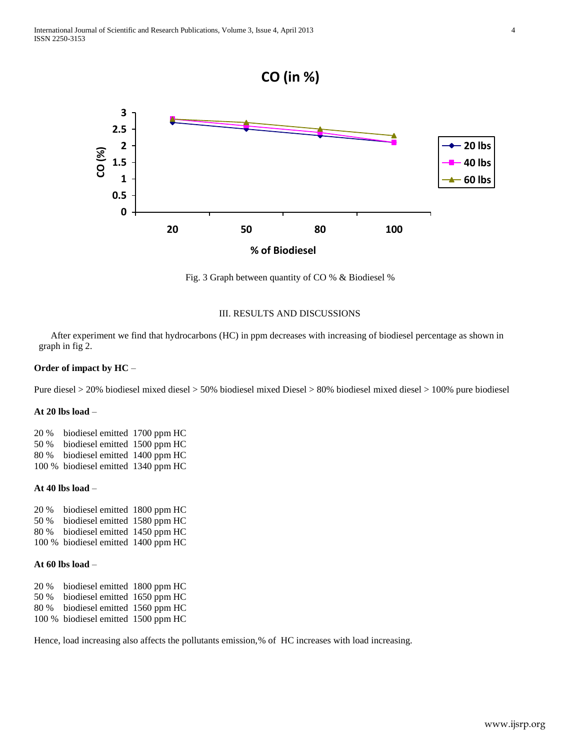Fig. 3 Graph between quantity of CO % & Biodiesel %

## III. RESULTS AND DISCUSSIONS

After experiment we find that hydrocarbons (HC) in ppm decreases with increasing of biodiesel percentage as shown in graph in fig 2.

**Order of impact by HC** –

Pure diesel > 20% biodiesel mixed diesel > 50% biodiesel mixed Diesel > 80% biodiesel mixed diesel > 100% pure biodiesel

**At 20 lbs load** –

20 % biodiesel emitted 1700 ppm HC
50 % biodiesel emitted 1500 ppm HC
80 % biodiesel emitted 1400 ppm HC
100 % biodiesel emitted 1340 ppm HC

**At 40 lbs load** –

20 % biodiesel emitted 1800 ppm HC
50 % biodiesel emitted 1580 ppm HC
80 % biodiesel emitted 1450 ppm HC
100 % biodiesel emitted 1400 ppm HC

**At 60 lbs load** –

20 % biodiesel emitted 1800 ppm HC
50 % biodiesel emitted 1650 ppm HC
80 % biodiesel emitted 1560 ppm HC
100 % biodiesel emitted 1500 ppm HC

Hence, load increasing also affects the pollutants emission,% of HC increases with load increasing.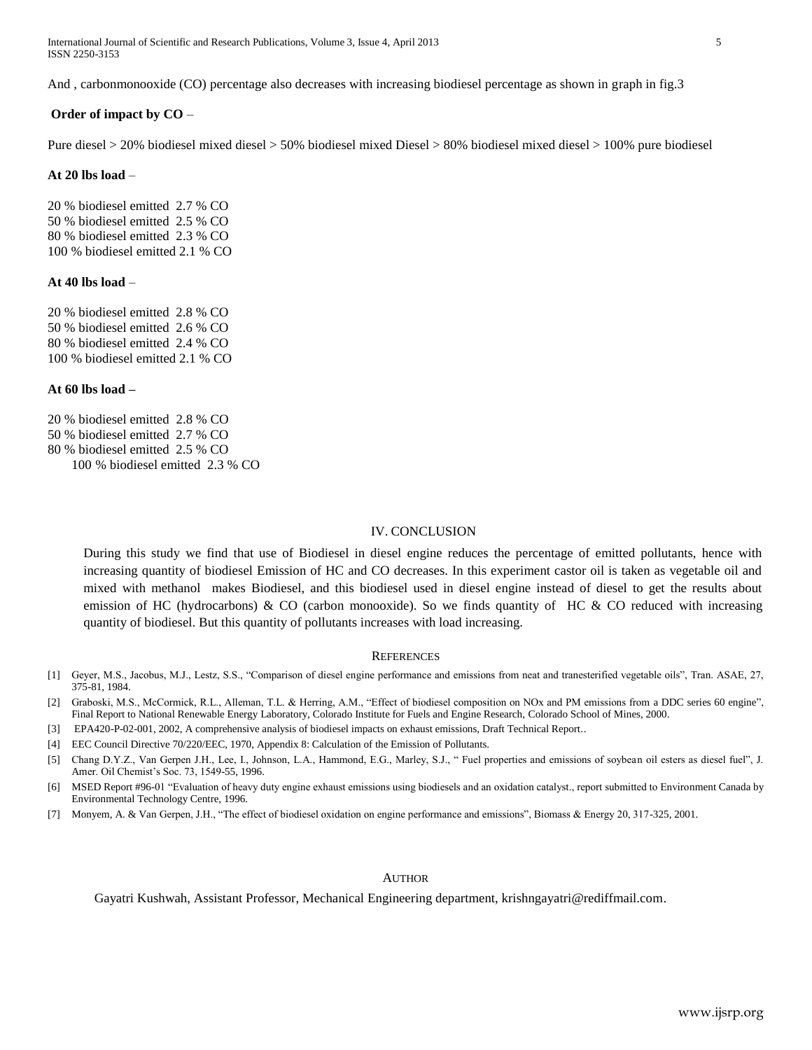And , carbonmonooxide (CO) percentage also decreases with increasing biodiesel percentage as shown in graph in fig.3

**Order of impact by CO** –

Pure diesel > 20% biodiesel mixed diesel > 50% biodiesel mixed Diesel > 80% biodiesel mixed diesel > 100% pure biodiesel

**At 20 lbs load** –

20 % biodiesel emitted 2.7 % CO
50 % biodiesel emitted 2.5 % CO
80 % biodiesel emitted 2.3 % CO
100 % biodiesel emitted 2.1 % CO

**At 40 lbs load** –

20 % biodiesel emitted 2.8 % CO
50 % biodiesel emitted 2.6 % CO
80 % biodiesel emitted 2.4 % CO
100 % biodiesel emitted 2.1 % CO

**At 60 lbs load –**

20 % biodiesel emitted 2.8 % CO
50 % biodiesel emitted 2.7 % CO
80 % biodiesel emitted 2.5 % CO
100 % biodiesel emitted 2.3 % CO

## IV. CONCLUSION

During this study we find that use of Biodiesel in diesel engine reduces the percentage of emitted pollutants, hence with increasing quantity of biodiesel Emission of HC and CO decreases. In this experiment castor oil is taken as vegetable oil and mixed with methanol makes Biodiesel, and this biodiesel used in diesel engine instead of diesel to get the results about emission of HC (hydrocarbons) & CO (carbon monooxide). So we finds quantity of HC & CO reduced with increasing quantity of biodiesel. But this quantity of pollutants increases with load increasing.

## REFERENCES

[1] Geyer, M.S., Jacobus, M.J., Lestz, S.S., "Comparison of diesel engine performance and emissions from neat and tranesterified vegetable oils", Tran. ASAE, 27, 375-81, 1984.

[2] Graboski, M.S., McCormick, R.L., Alleman, T.L. & Herring, A.M., "Effect of biodiesel composition on NOx and PM emissions from a DDC series 60 engine", Final Report to National Renewable Energy Laboratory, Colorado Institute for Fuels and Engine Research, Colorado School of Mines, 2000.

[3] EPA420-P-02-001, 2002, A comprehensive analysis of biodiesel impacts on exhaust emissions, Draft Technical Report..

[4] EEC Council Directive 70/220/EEC, 1970, Appendix 8: Calculation of the Emission of Pollutants.

[5] Chang D.Y.Z., Van Gerpen J.H., Lee, I., Johnson, L.A., Hammond, E.G., Marley, S.J., " Fuel properties and emissions of soybean oil esters as diesel fuel", J. Amer. Oil Chemist's Soc. 73, 1549-55, 1996.

[6] MSED Report #96-01 "Evaluation of heavy duty engine exhaust emissions using biodiesels and an oxidation catalyst., report submitted to Environment Canada by Environmental Technology Centre, 1996.

[7] Monyem, A. & Van Gerpen, J.H., "The effect of biodiesel oxidation on engine performance and emissions", Biomass & Energy 20, 317-325, 2001.

## AUTHOR

Gayatri Kushwah, Assistant Professor, Mechanical Engineering department, krishngayatri@rediffmail.com.